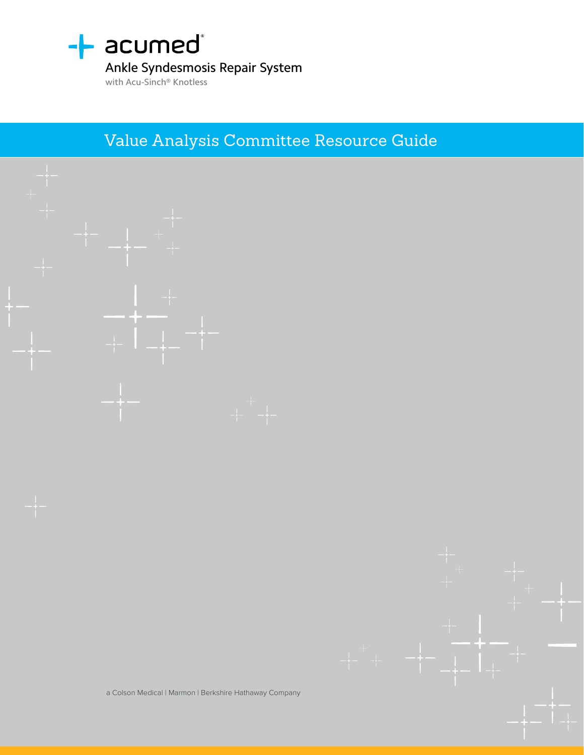acumed®

# Ankle Syndesmosis Repair System

with Acu-Sinch® Knotless

## Value Analysis Committee Resource Guide

a Colson Medical | Marmon | Berkshire Hathaway Company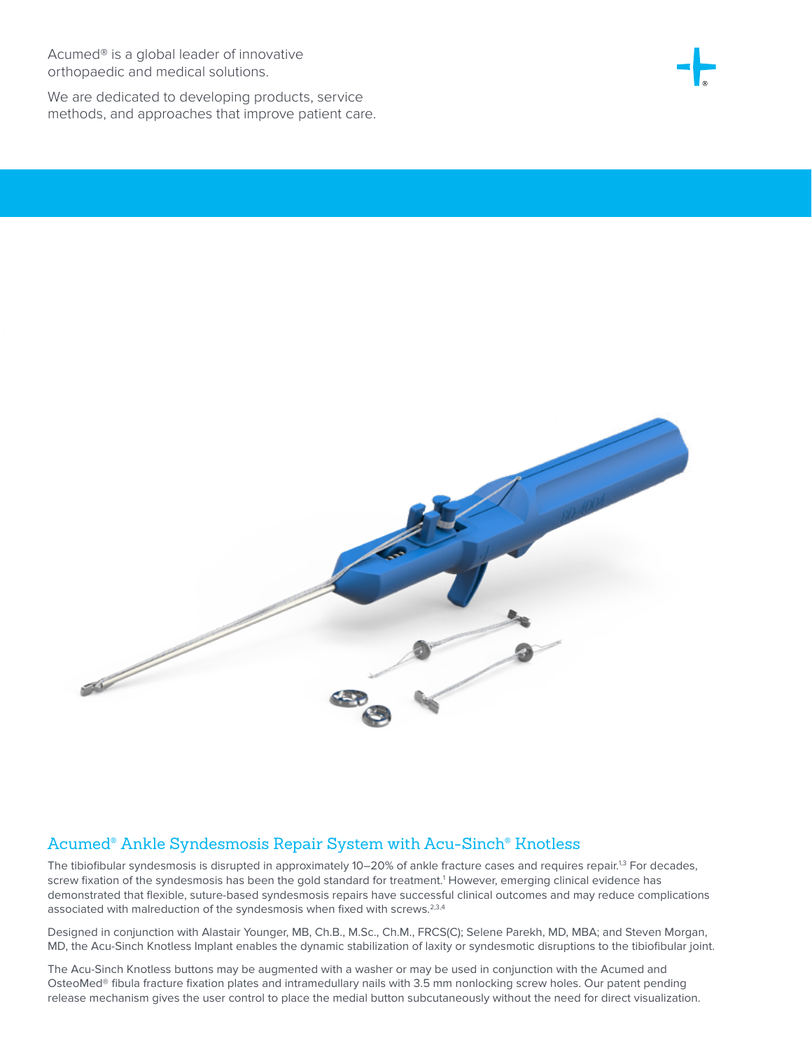Acumed® is a global leader of innovative orthopaedic and medical solutions.

We are dedicated to developing products, service methods, and approaches that improve patient care.

## Acumed® Ankle Syndesmosis Repair System with Acu-Sinch® Knotless

The tibiofibular syndesmosis is disrupted in approximately 10–20% of ankle fracture cases and requires repair.[1,3] For decades, screw fixation of the syndesmosis has been the gold standard for treatment.[1] However, emerging clinical evidence has demonstrated that flexible, suture-based syndesmosis repairs have successful clinical outcomes and may reduce complications associated with malreduction of the syndesmosis when fixed with screws.[2,3,4]

Designed in conjunction with Alastair Younger, MB, Ch.B., M.Sc., Ch.M., FRCS(C); Selene Parekh, MD, MBA; and Steven Morgan, MD, the Acu-Sinch Knotless Implant enables the dynamic stabilization of laxity or syndesmotic disruptions to the tibiofibular joint.

The Acu-Sinch Knotless buttons may be augmented with a washer or may be used in conjunction with the Acumed and OsteoMed® fibula fracture fixation plates and intramedullary nails with 3.5 mm nonlocking screw holes. Our patent pending release mechanism gives the user control to place the medial button subcutaneously without the need for direct visualization.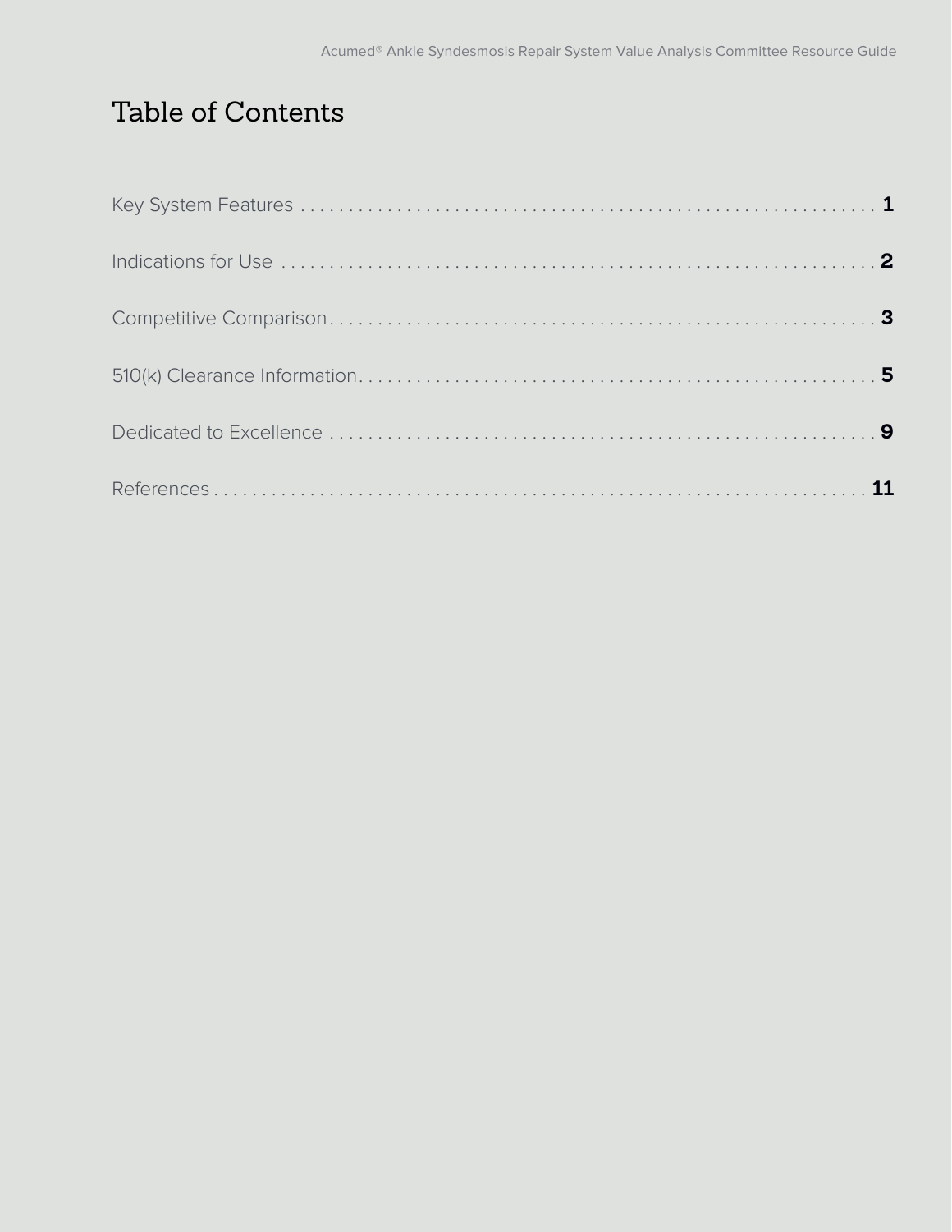# Table of Contents

Key System Features . . . . . . . . . . 1

Indications for Use . . . . . . . . . . 2

Competitive Comparison . . . . . . . . . . 3

510(k) Clearance Information . . . . . . . . . . 5

Dedicated to Excellence . . . . . . . . . . 9

References . . . . . . . . . . 11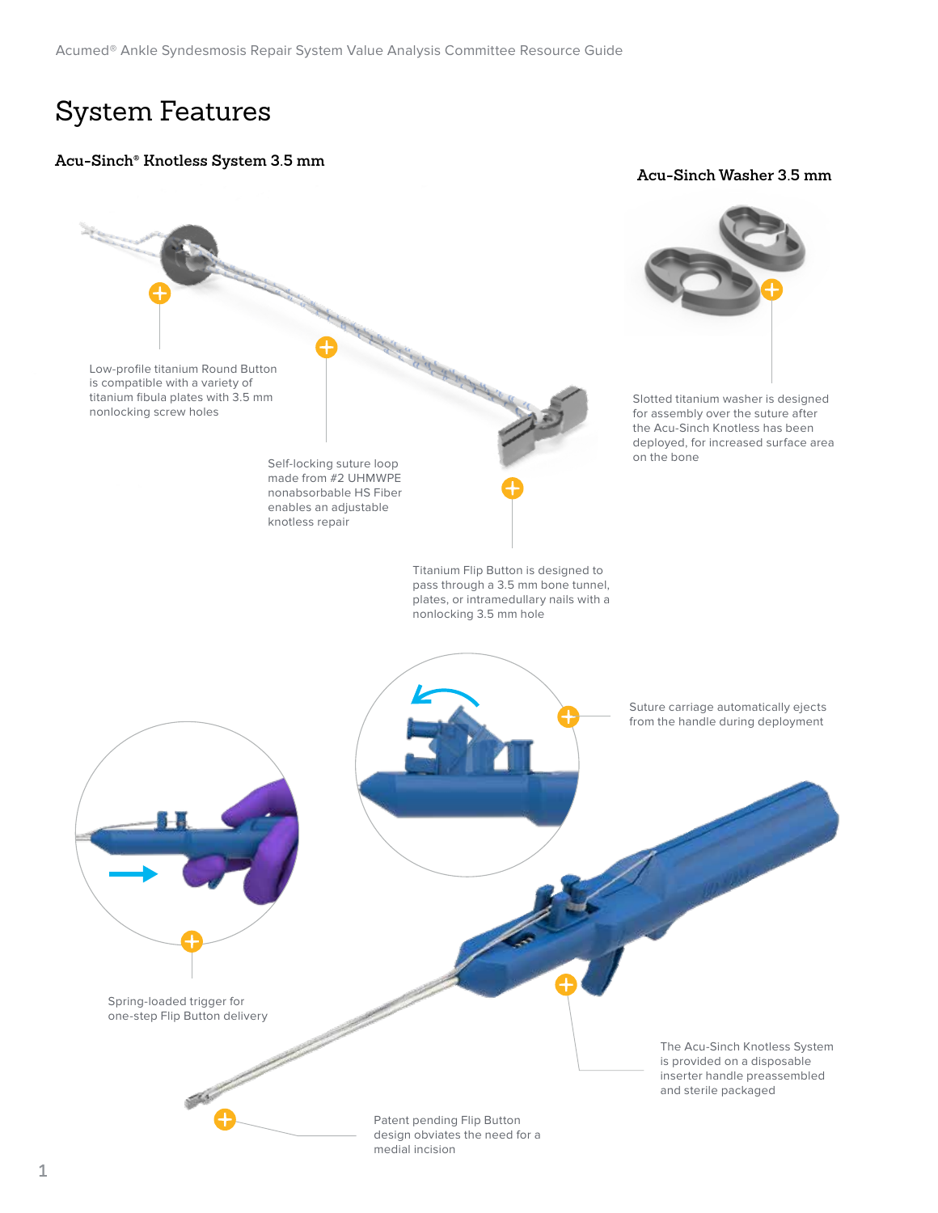# System Features

## Acu-Sinch® Knotless System 3.5 mm

Low-profile titanium Round Button is compatible with a variety of titanium fibula plates with 3.5 mm nonlocking screw holes

Self-locking suture loop made from #2 UHMWPE nonabsorbable HS Fiber enables an adjustable knotless repair

Titanium Flip Button is designed to pass through a 3.5 mm bone tunnel, plates, or intramedullary nails with a nonlocking 3.5 mm hole

## Acu-Sinch Washer 3.5 mm

Slotted titanium washer is designed for assembly over the suture after the Acu-Sinch Knotless has been deployed, for increased surface area on the bone

Suture carriage automatically ejects from the handle during deployment

Spring-loaded trigger for one-step Flip Button delivery

The Acu-Sinch Knotless System is provided on a disposable inserter handle preassembled and sterile packaged

Patent pending Flip Button design obviates the need for a medial incision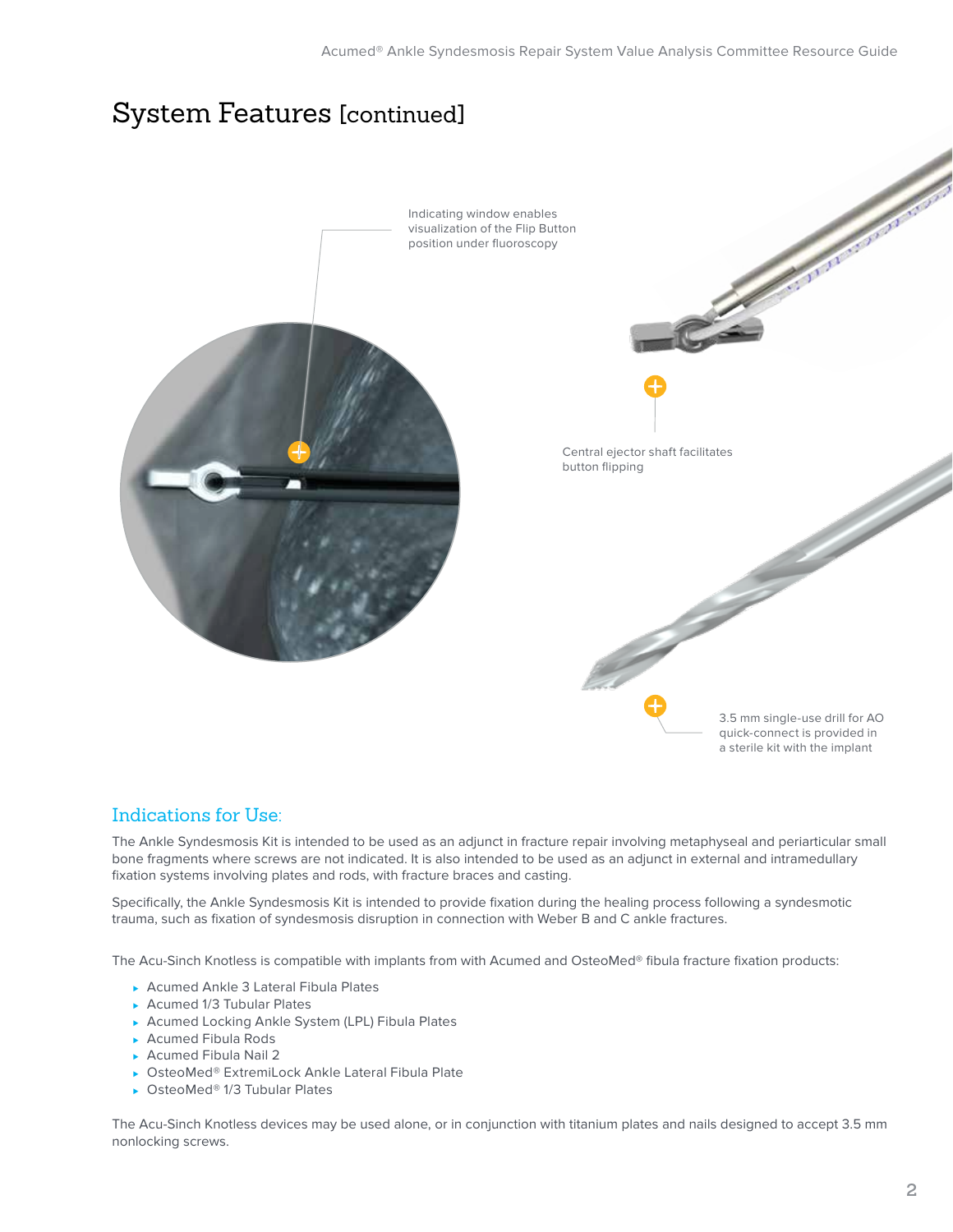# System Features [continued]

Indicating window enables visualization of the Flip Button position under fluoroscopy

Central ejector shaft facilitates button flipping

3.5 mm single-use drill for AO quick-connect is provided in a sterile kit with the implant

## Indications for Use:

The Ankle Syndesmosis Kit is intended to be used as an adjunct in fracture repair involving metaphyseal and periarticular small bone fragments where screws are not indicated. It is also intended to be used as an adjunct in external and intramedullary fixation systems involving plates and rods, with fracture braces and casting.

Specifically, the Ankle Syndesmosis Kit is intended to provide fixation during the healing process following a syndesmotic trauma, such as fixation of syndesmosis disruption in connection with Weber B and C ankle fractures.

The Acu-Sinch Knotless is compatible with implants from with Acumed and OsteoMed® fibula fracture fixation products:

- Acumed Ankle 3 Lateral Fibula Plates
- Acumed 1/3 Tubular Plates
- Acumed Locking Ankle System (LPL) Fibula Plates
- Acumed Fibula Rods
- Acumed Fibula Nail 2
- OsteoMed® ExtremiLock Ankle Lateral Fibula Plate
- OsteoMed® 1/3 Tubular Plates

The Acu-Sinch Knotless devices may be used alone, or in conjunction with titanium plates and nails designed to accept 3.5 mm nonlocking screws.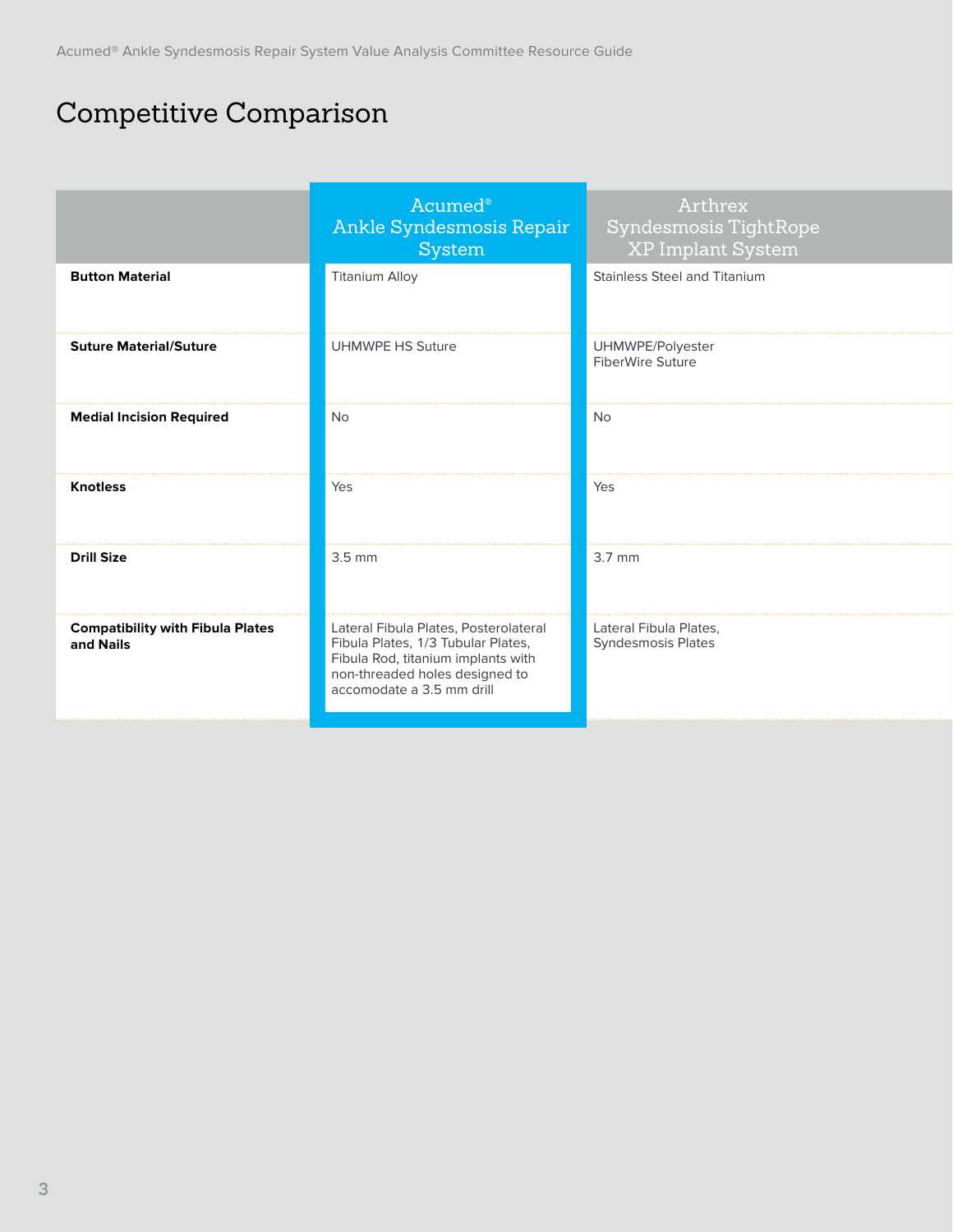# Competitive Comparison

| | Acumed® Ankle Syndesmosis Repair System | Arthrex Syndesmosis TightRope XP Implant System |
|---|---|---|
| **Button Material** | Titanium Alloy | Stainless Steel and Titanium |
| **Suture Material/Suture** | UHMWPE HS Suture | UHMWPE/Polyester FiberWire Suture |
| **Medial Incision Required** | No | No |
| **Knotless** | Yes | Yes |
| **Drill Size** | 3.5 mm | 3.7 mm |
| **Compatibility with Fibula Plates and Nails** | Lateral Fibula Plates, Posterolateral Fibula Plates, 1/3 Tubular Plates, Fibula Rod, titanium implants with non-threaded holes designed to accomodate a 3.5 mm drill | Lateral Fibula Plates, Syndesmosis Plates |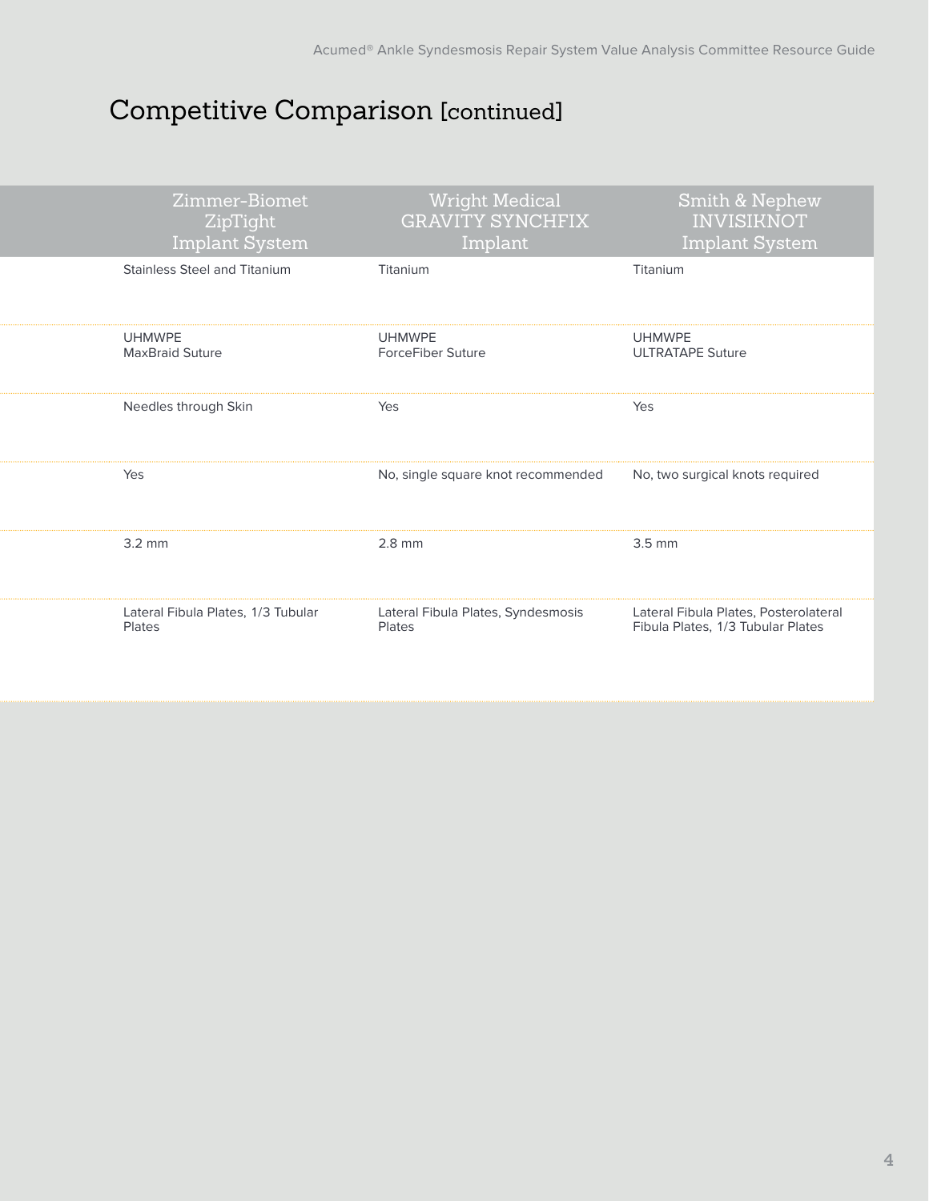# Competitive Comparison [continued]

| Zimmer-Biomet ZipTight Implant System | Wright Medical GRAVITY SYNCHFIX Implant | Smith & Nephew INVISIKNOT Implant System |
|---|---|---|
| Stainless Steel and Titanium | Titanium | Titanium |
| UHMWPE MaxBraid Suture | UHMWPE ForceFiber Suture | UHMWPE ULTRATAPE Suture |
| Needles through Skin | Yes | Yes |
| Yes | No, single square knot recommended | No, two surgical knots required |
| 3.2 mm | 2.8 mm | 3.5 mm |
| Lateral Fibula Plates, 1/3 Tubular Plates | Lateral Fibula Plates, Syndesmosis Plates | Lateral Fibula Plates, Posterolateral Fibula Plates, 1/3 Tubular Plates |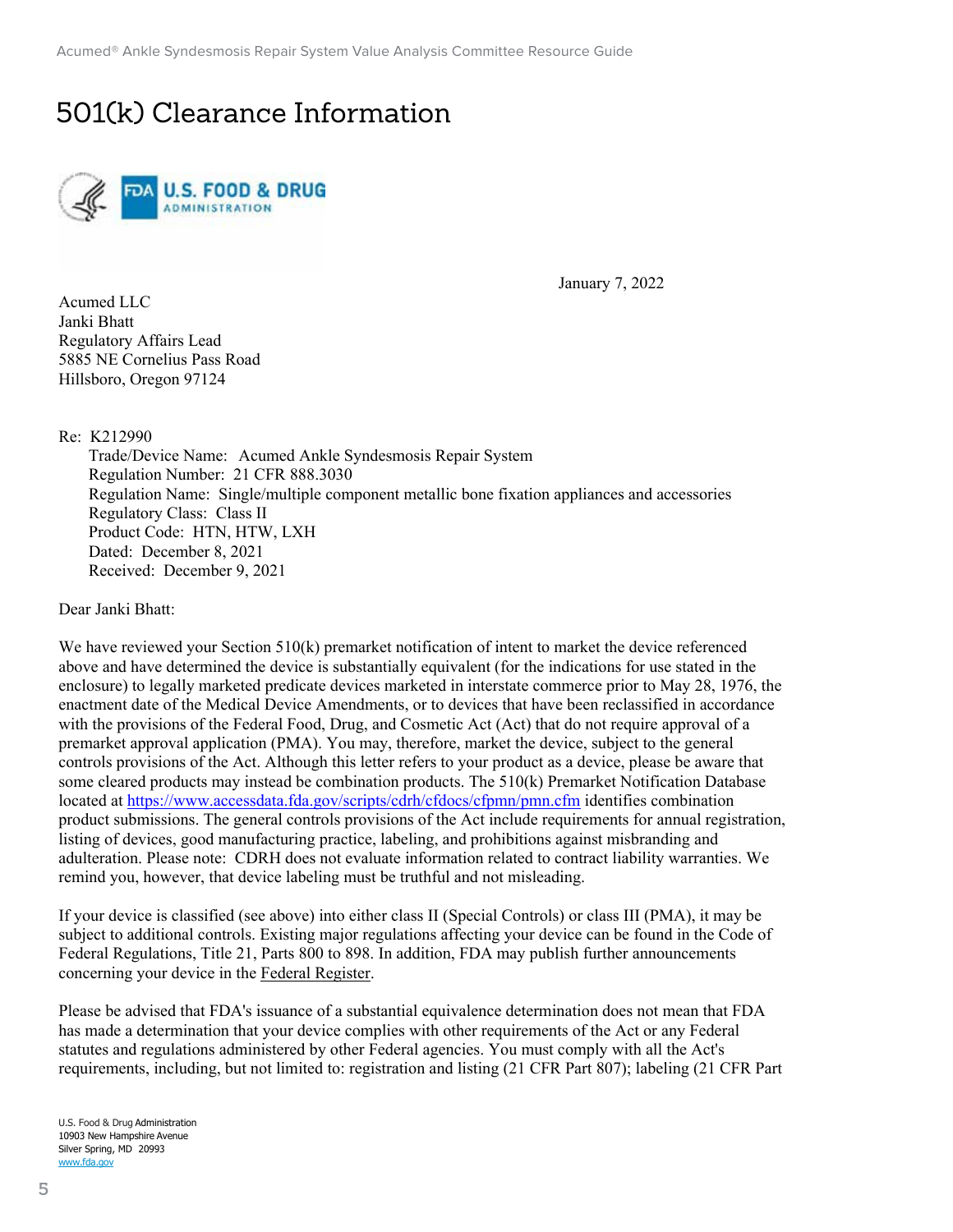# 501(k) Clearance Information

January 7, 2022

Acumed LLC
Janki Bhatt
Regulatory Affairs Lead
5885 NE Cornelius Pass Road
Hillsboro, Oregon 97124

Re: K212990

Trade/Device Name: Acumed Ankle Syndesmosis Repair System
Regulation Number: 21 CFR 888.3030
Regulation Name: Single/multiple component metallic bone fixation appliances and accessories
Regulatory Class: Class II
Product Code: HTN, HTW, LXH
Dated: December 8, 2021
Received: December 9, 2021

Dear Janki Bhatt:

We have reviewed your Section 510(k) premarket notification of intent to market the device referenced above and have determined the device is substantially equivalent (for the indications for use stated in the enclosure) to legally marketed predicate devices marketed in interstate commerce prior to May 28, 1976, the enactment date of the Medical Device Amendments, or to devices that have been reclassified in accordance with the provisions of the Federal Food, Drug, and Cosmetic Act (Act) that do not require approval of a premarket approval application (PMA). You may, therefore, market the device, subject to the general controls provisions of the Act. Although this letter refers to your product as a device, please be aware that some cleared products may instead be combination products. The 510(k) Premarket Notification Database located at https://www.accessdata.fda.gov/scripts/cdrh/cfdocs/cfpmn/pmn.cfm identifies combination product submissions. The general controls provisions of the Act include requirements for annual registration, listing of devices, good manufacturing practice, labeling, and prohibitions against misbranding and adulteration. Please note: CDRH does not evaluate information related to contract liability warranties. We remind you, however, that device labeling must be truthful and not misleading.

If your device is classified (see above) into either class II (Special Controls) or class III (PMA), it may be subject to additional controls. Existing major regulations affecting your device can be found in the Code of Federal Regulations, Title 21, Parts 800 to 898. In addition, FDA may publish further announcements concerning your device in the Federal Register.

Please be advised that FDA's issuance of a substantial equivalence determination does not mean that FDA has made a determination that your device complies with other requirements of the Act or any Federal statutes and regulations administered by other Federal agencies. You must comply with all the Act's requirements, including, but not limited to: registration and listing (21 CFR Part 807); labeling (21 CFR Part

U.S. Food & Drug Administration
10903 New Hampshire Avenue
Silver Spring, MD 20993
www.fda.gov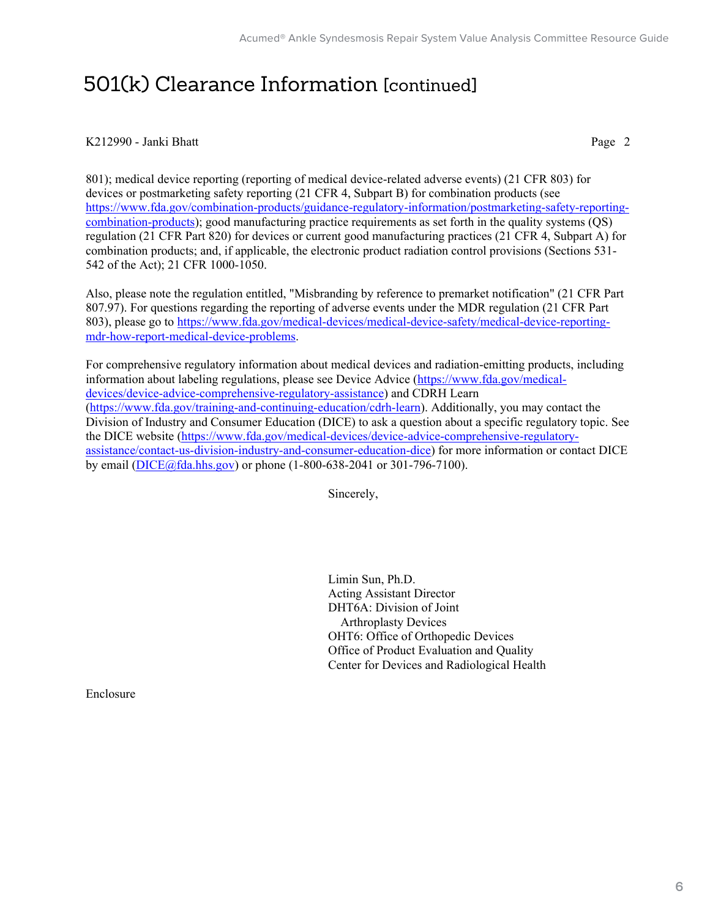# 501(k) Clearance Information [continued]

K212990 - Janki Bhatt

801); medical device reporting (reporting of medical device-related adverse events) (21 CFR 803) for devices or postmarketing safety reporting (21 CFR 4, Subpart B) for combination products (see https://www.fda.gov/combination-products/guidance-regulatory-information/postmarketing-safety-reporting-combination-products); good manufacturing practice requirements as set forth in the quality systems (QS) regulation (21 CFR Part 820) for devices or current good manufacturing practices (21 CFR 4, Subpart A) for combination products; and, if applicable, the electronic product radiation control provisions (Sections 531-542 of the Act); 21 CFR 1000-1050.

Also, please note the regulation entitled, "Misbranding by reference to premarket notification" (21 CFR Part 807.97). For questions regarding the reporting of adverse events under the MDR regulation (21 CFR Part 803), please go to https://www.fda.gov/medical-devices/medical-device-safety/medical-device-reporting-mdr-how-report-medical-device-problems.

For comprehensive regulatory information about medical devices and radiation-emitting products, including information about labeling regulations, please see Device Advice (https://www.fda.gov/medical-devices/device-advice-comprehensive-regulatory-assistance) and CDRH Learn (https://www.fda.gov/training-and-continuing-education/cdrh-learn). Additionally, you may contact the Division of Industry and Consumer Education (DICE) to ask a question about a specific regulatory topic. See the DICE website (https://www.fda.gov/medical-devices/device-advice-comprehensive-regulatory-assistance/contact-us-division-industry-and-consumer-education-dice) for more information or contact DICE by email (DICE@fda.hhs.gov) or phone (1-800-638-2041 or 301-796-7100).

Sincerely,

Limin Sun, Ph.D.
Acting Assistant Director
DHT6A: Division of Joint
Arthroplasty Devices
OHT6: Office of Orthopedic Devices
Office of Product Evaluation and Quality
Center for Devices and Radiological Health

Enclosure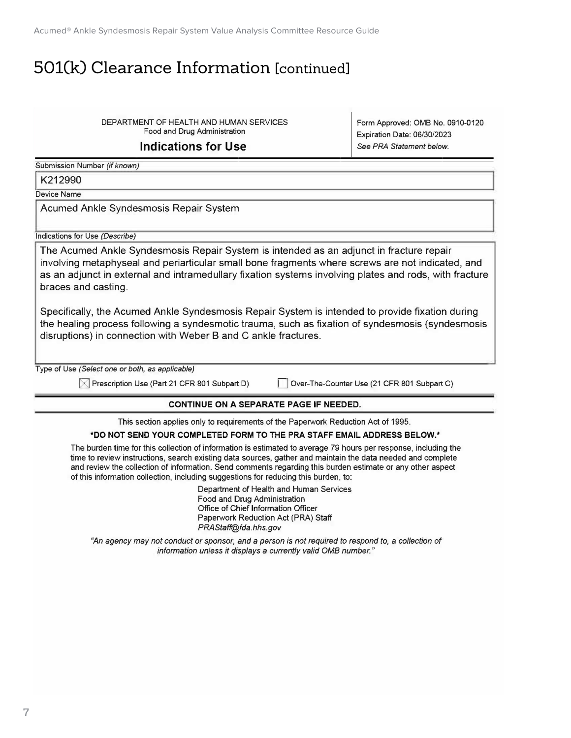# 501(k) Clearance Information [continued]

DEPARTMENT OF HEALTH AND HUMAN SERVICES
Food and Drug Administration

## Indications for Use

Form Approved: OMB No. 0910-0120
Expiration Date: 06/30/2023
*See PRA Statement below.*

Submission Number *(if known)*

K212990

Device Name

Acumed Ankle Syndesmosis Repair System

Indications for Use *(Describe)*

The Acumed Ankle Syndesmosis Repair System is intended as an adjunct in fracture repair involving metaphyseal and periarticular small bone fragments where screws are not indicated, and as an adjunct in external and intramedullary fixation systems involving plates and rods, with fracture braces and casting.

Specifically, the Acumed Ankle Syndesmosis Repair System is intended to provide fixation during the healing process following a syndesmotic trauma, such as fixation of syndesmosis (syndesmosis disruptions) in connection with Weber B and C ankle fractures.

Type of Use *(Select one or both, as applicable)*

☒ Prescription Use (Part 21 CFR 801 Subpart D) ☐ Over-The-Counter Use (21 CFR 801 Subpart C)

**CONTINUE ON A SEPARATE PAGE IF NEEDED.**

This section applies only to requirements of the Paperwork Reduction Act of 1995.

**\*DO NOT SEND YOUR COMPLETED FORM TO THE PRA STAFF EMAIL ADDRESS BELOW.\***

The burden time for this collection of information is estimated to average 79 hours per response, including the time to review instructions, search existing data sources, gather and maintain the data needed and complete and review the collection of information. Send comments regarding this burden estimate or any other aspect of this information collection, including suggestions for reducing this burden, to:

Department of Health and Human Services
Food and Drug Administration
Office of Chief Information Officer
Paperwork Reduction Act (PRA) Staff
*PRAStaff@fda.hhs.gov*

*"An agency may not conduct or sponsor, and a person is not required to respond to, a collection of information unless it displays a currently valid OMB number."*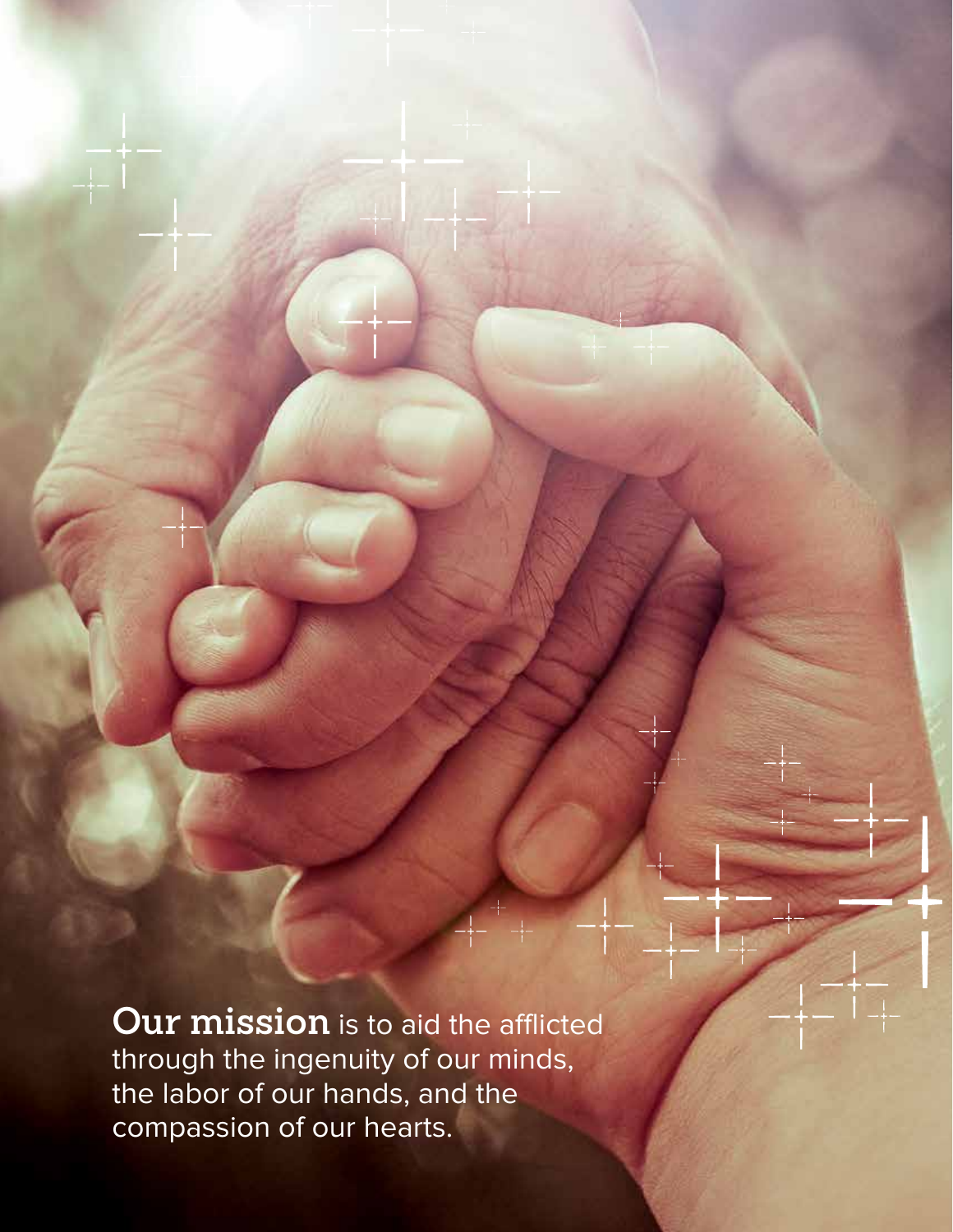**Our mission** is to aid the afflicted through the ingenuity of our minds, the labor of our hands, and the compassion of our hearts.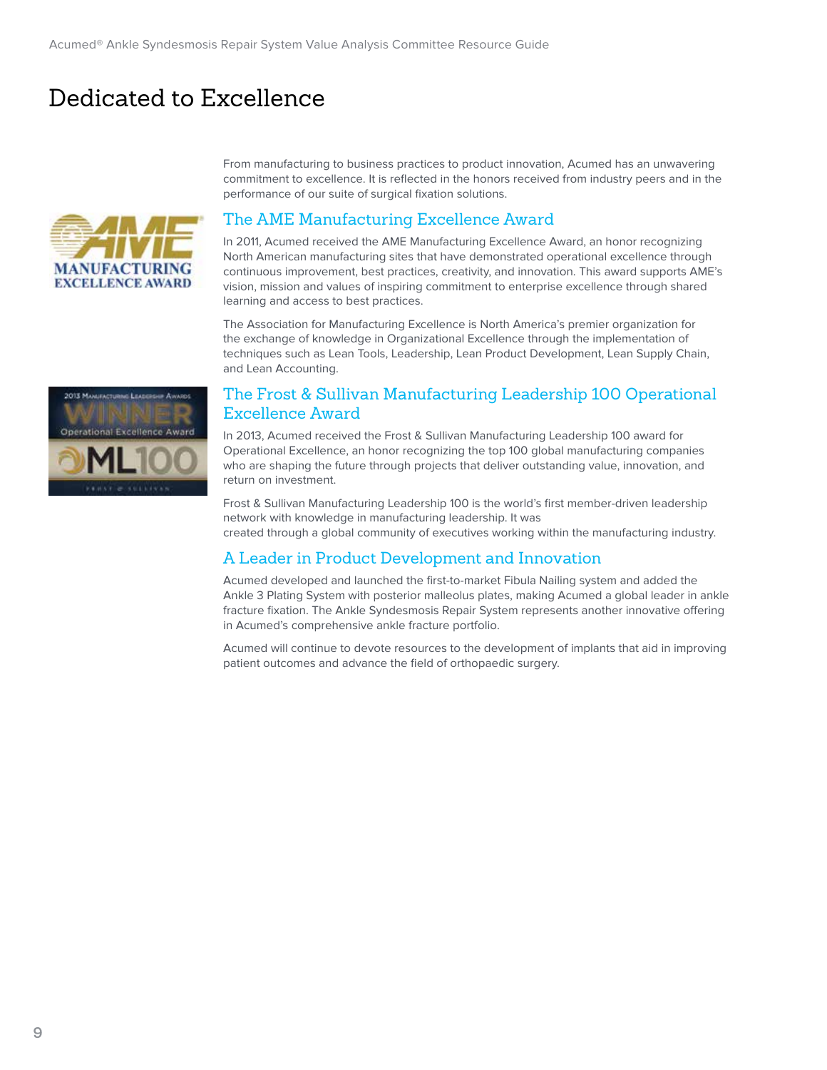# Dedicated to Excellence

From manufacturing to business practices to product innovation, Acumed has an unwavering commitment to excellence. It is reflected in the honors received from industry peers and in the performance of our suite of surgical fixation solutions.

## The AME Manufacturing Excellence Award

In 2011, Acumed received the AME Manufacturing Excellence Award, an honor recognizing North American manufacturing sites that have demonstrated operational excellence through continuous improvement, best practices, creativity, and innovation. This award supports AME's vision, mission and values of inspiring commitment to enterprise excellence through shared learning and access to best practices.

The Association for Manufacturing Excellence is North America's premier organization for the exchange of knowledge in Organizational Excellence through the implementation of techniques such as Lean Tools, Leadership, Lean Product Development, Lean Supply Chain, and Lean Accounting.

## The Frost & Sullivan Manufacturing Leadership 100 Operational Excellence Award

In 2013, Acumed received the Frost & Sullivan Manufacturing Leadership 100 award for Operational Excellence, an honor recognizing the top 100 global manufacturing companies who are shaping the future through projects that deliver outstanding value, innovation, and return on investment.

Frost & Sullivan Manufacturing Leadership 100 is the world's first member-driven leadership network with knowledge in manufacturing leadership. It was created through a global community of executives working within the manufacturing industry.

## A Leader in Product Development and Innovation

Acumed developed and launched the first-to-market Fibula Nailing system and added the Ankle 3 Plating System with posterior malleolus plates, making Acumed a global leader in ankle fracture fixation. The Ankle Syndesmosis Repair System represents another innovative offering in Acumed's comprehensive ankle fracture portfolio.

Acumed will continue to devote resources to the development of implants that aid in improving patient outcomes and advance the field of orthopaedic surgery.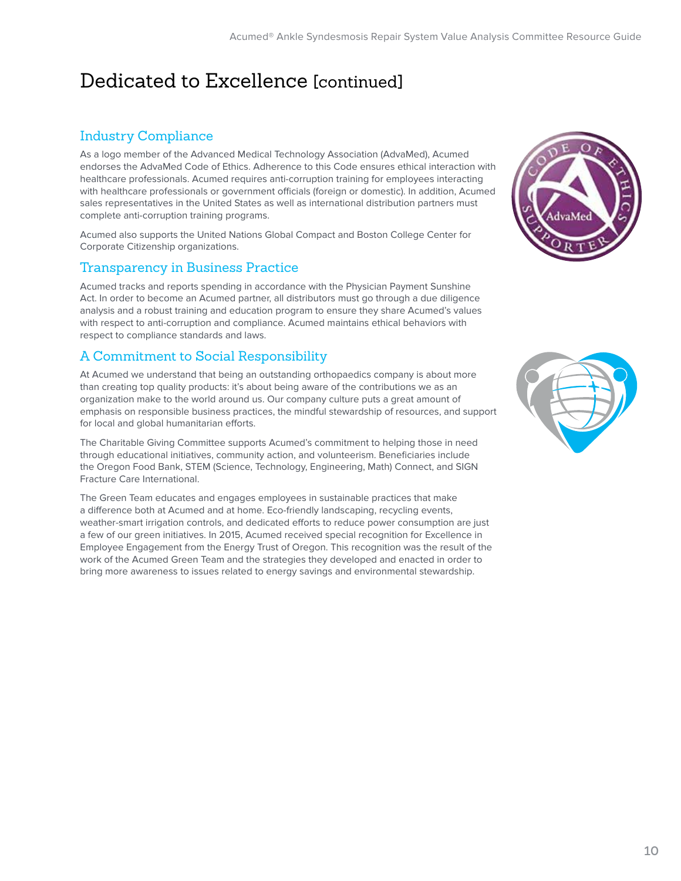# Dedicated to Excellence [continued]

## Industry Compliance

As a logo member of the Advanced Medical Technology Association (AdvaMed), Acumed endorses the AdvaMed Code of Ethics. Adherence to this Code ensures ethical interaction with healthcare professionals. Acumed requires anti-corruption training for employees interacting with healthcare professionals or government officials (foreign or domestic). In addition, Acumed sales representatives in the United States as well as international distribution partners must complete anti-corruption training programs.

Acumed also supports the United Nations Global Compact and Boston College Center for Corporate Citizenship organizations.

## Transparency in Business Practice

Acumed tracks and reports spending in accordance with the Physician Payment Sunshine Act. In order to become an Acumed partner, all distributors must go through a due diligence analysis and a robust training and education program to ensure they share Acumed's values with respect to anti-corruption and compliance. Acumed maintains ethical behaviors with respect to compliance standards and laws.

## A Commitment to Social Responsibility

At Acumed we understand that being an outstanding orthopaedics company is about more than creating top quality products: it's about being aware of the contributions we as an organization make to the world around us. Our company culture puts a great amount of emphasis on responsible business practices, the mindful stewardship of resources, and support for local and global humanitarian efforts.

The Charitable Giving Committee supports Acumed's commitment to helping those in need through educational initiatives, community action, and volunteerism. Beneficiaries include the Oregon Food Bank, STEM (Science, Technology, Engineering, Math) Connect, and SIGN Fracture Care International.

The Green Team educates and engages employees in sustainable practices that make a difference both at Acumed and at home. Eco-friendly landscaping, recycling events, weather-smart irrigation controls, and dedicated efforts to reduce power consumption are just a few of our green initiatives. In 2015, Acumed received special recognition for Excellence in Employee Engagement from the Energy Trust of Oregon. This recognition was the result of the work of the Acumed Green Team and the strategies they developed and enacted in order to bring more awareness to issues related to energy savings and environmental stewardship.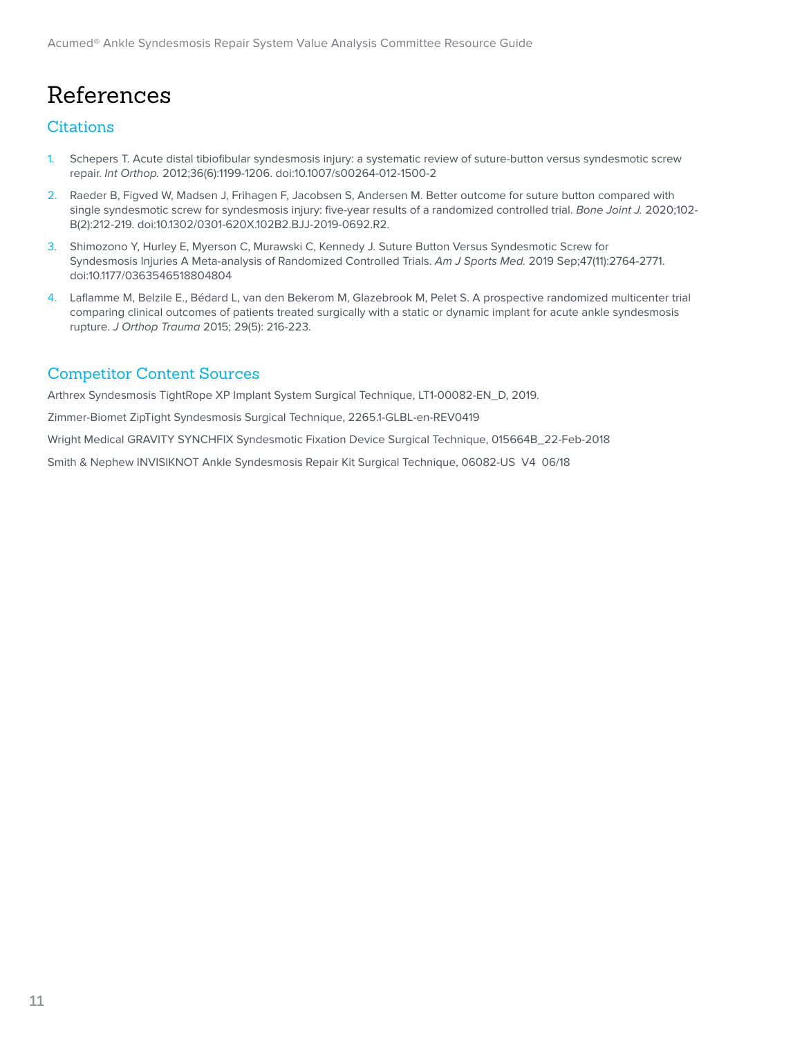# References

## Citations

1. Schepers T. Acute distal tibiofibular syndesmosis injury: a systematic review of suture-button versus syndesmotic screw repair. *Int Orthop.* 2012;36(6):1199-1206. doi:10.1007/s00264-012-1500-2
2. Raeder B, Figved W, Madsen J, Frihagen F, Jacobsen S, Andersen M. Better outcome for suture button compared with single syndesmotic screw for syndesmosis injury: five-year results of a randomized controlled trial. *Bone Joint J.* 2020;102-B(2):212-219. doi:10.1302/0301-620X.102B2.BJJ-2019-0692.R2.
3. Shimozono Y, Hurley E, Myerson C, Murawski C, Kennedy J. Suture Button Versus Syndesmotic Screw for Syndesmosis Injuries A Meta-analysis of Randomized Controlled Trials. *Am J Sports Med.* 2019 Sep;47(11):2764-2771. doi:10.1177/0363546518804804
4. Laflamme M, Belzile E., Bédard L, van den Bekerom M, Glazebrook M, Pelet S. A prospective randomized multicenter trial comparing clinical outcomes of patients treated surgically with a static or dynamic implant for acute ankle syndesmosis rupture. *J Orthop Trauma* 2015; 29(5): 216-223.

## Competitor Content Sources

Arthrex Syndesmosis TightRope XP Implant System Surgical Technique, LT1-00082-EN_D, 2019.

Zimmer-Biomet ZipTight Syndesmosis Surgical Technique, 2265.1-GLBL-en-REV0419

Wright Medical GRAVITY SYNCHFIX Syndesmotic Fixation Device Surgical Technique, 015664B_22-Feb-2018

Smith & Nephew INVISIKNOT Ankle Syndesmosis Repair Kit Surgical Technique, 06082-US V4 06/18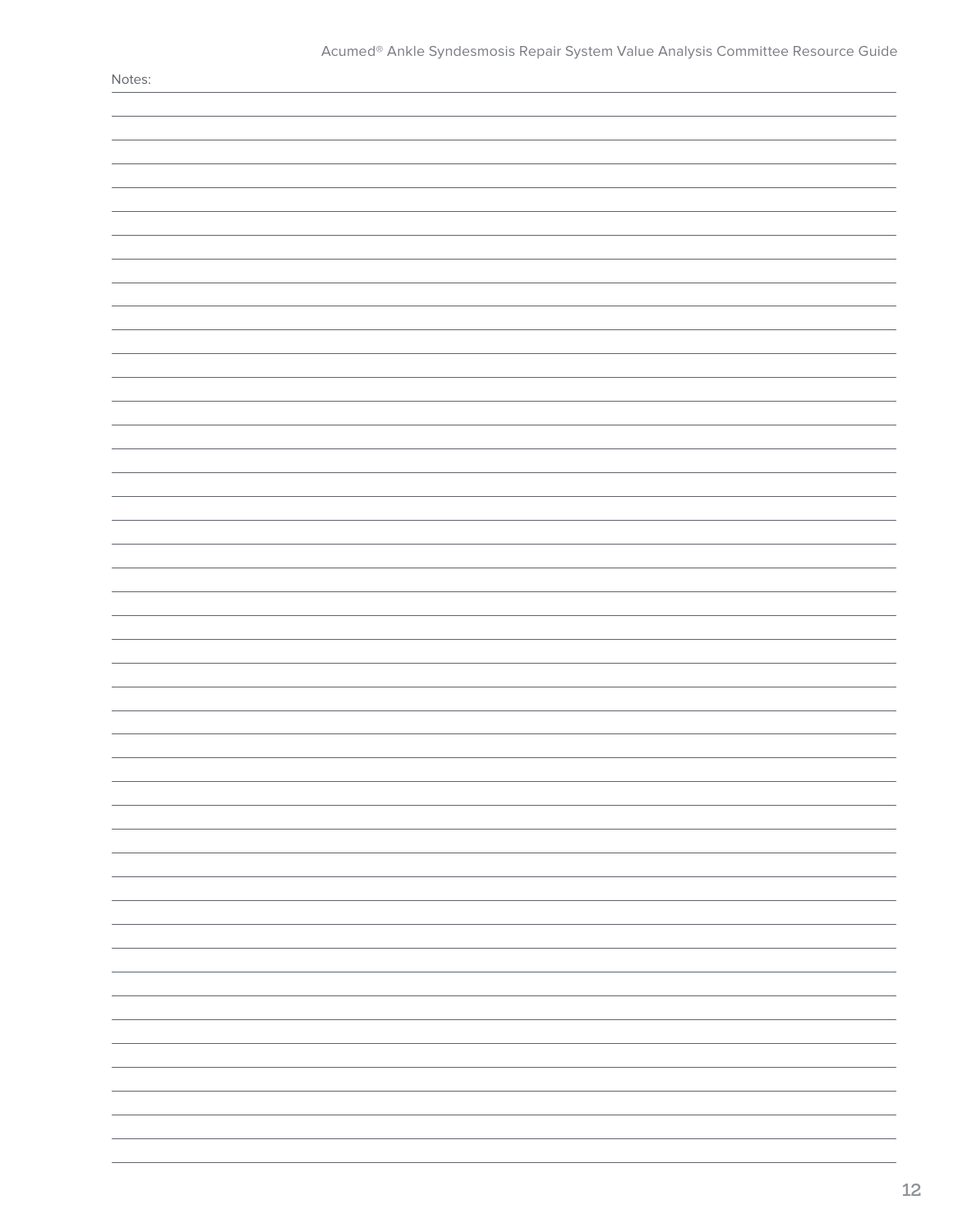Notes: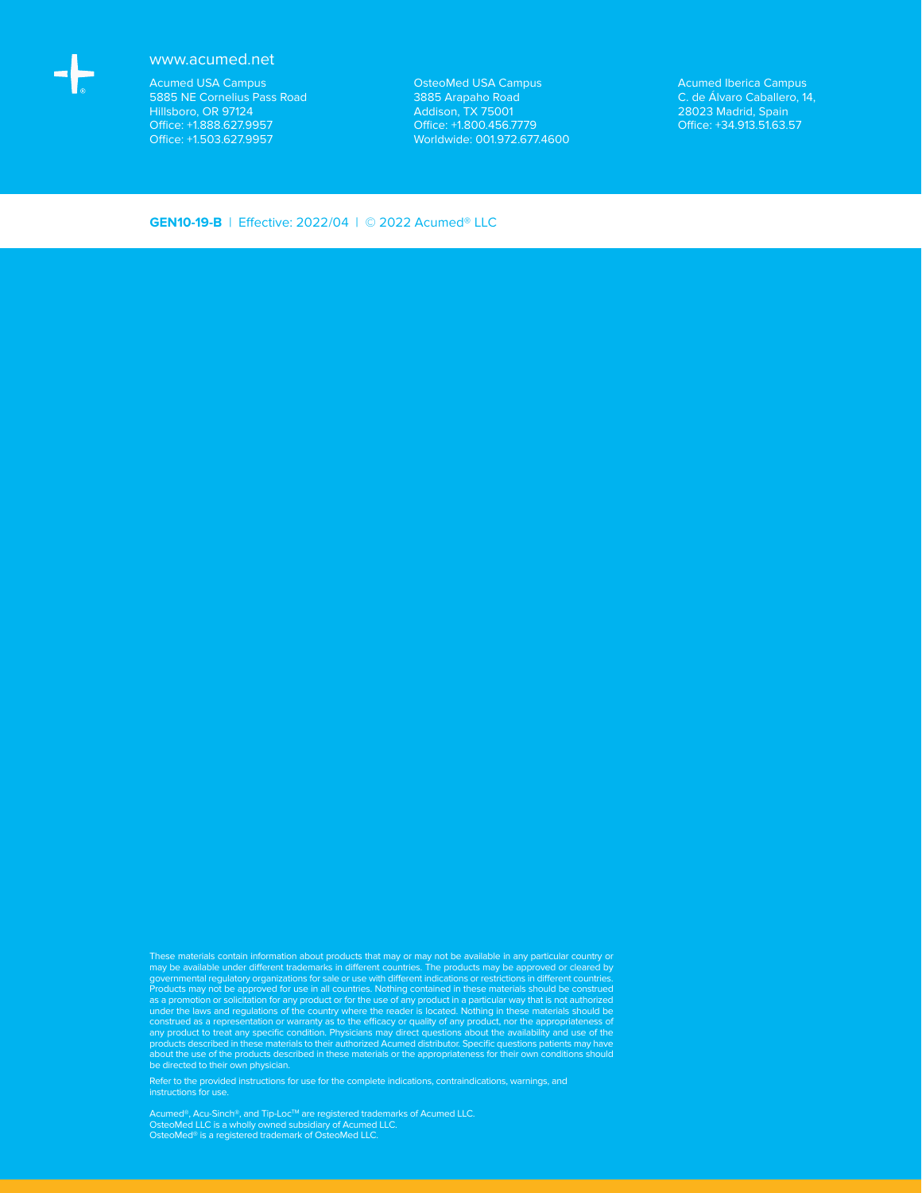www.acumed.net

Acumed USA Campus
5885 NE Cornelius Pass Road
Hillsboro, OR 97124
Office: +1.888.627.9957
Office: +1.503.627.9957

OsteoMed USA Campus
3885 Arapaho Road
Addison, TX 75001
Office: +1.800.456.7779
Worldwide: 001.972.677.4600

Acumed Iberica Campus
C. de Álvaro Caballero, 14,
28023 Madrid, Spain
Office: +34.913.51.63.57

**GEN10-19-B** | Effective: 2022/04 | © 2022 Acumed® LLC

These materials contain information about products that may or may not be available in any particular country or may be available under different trademarks in different countries. The products may be approved or cleared by governmental regulatory organizations for sale or use with different indications or restrictions in different countries. Products may not be approved for use in all countries. Nothing contained in these materials should be construed as a promotion or solicitation for any product or for the use of any product in a particular way that is not authorized under the laws and regulations of the country where the reader is located. Nothing in these materials should be construed as a representation or warranty as to the efficacy or quality of any product, nor the appropriateness of any product to treat any specific condition. Physicians may direct questions about the availability and use of the products described in these materials to their authorized Acumed distributor. Specific questions patients may have about the use of the products described in these materials or the appropriateness for their own conditions should be directed to their own physician.

Refer to the provided instructions for use for the complete indications, contraindications, warnings, and instructions for use.

Acumed®, Acu-Sinch®, and Tip-Loc™ are registered trademarks of Acumed LLC.
OsteoMed LLC is a wholly owned subsidiary of Acumed LLC.
OsteoMed® is a registered trademark of OsteoMed LLC.